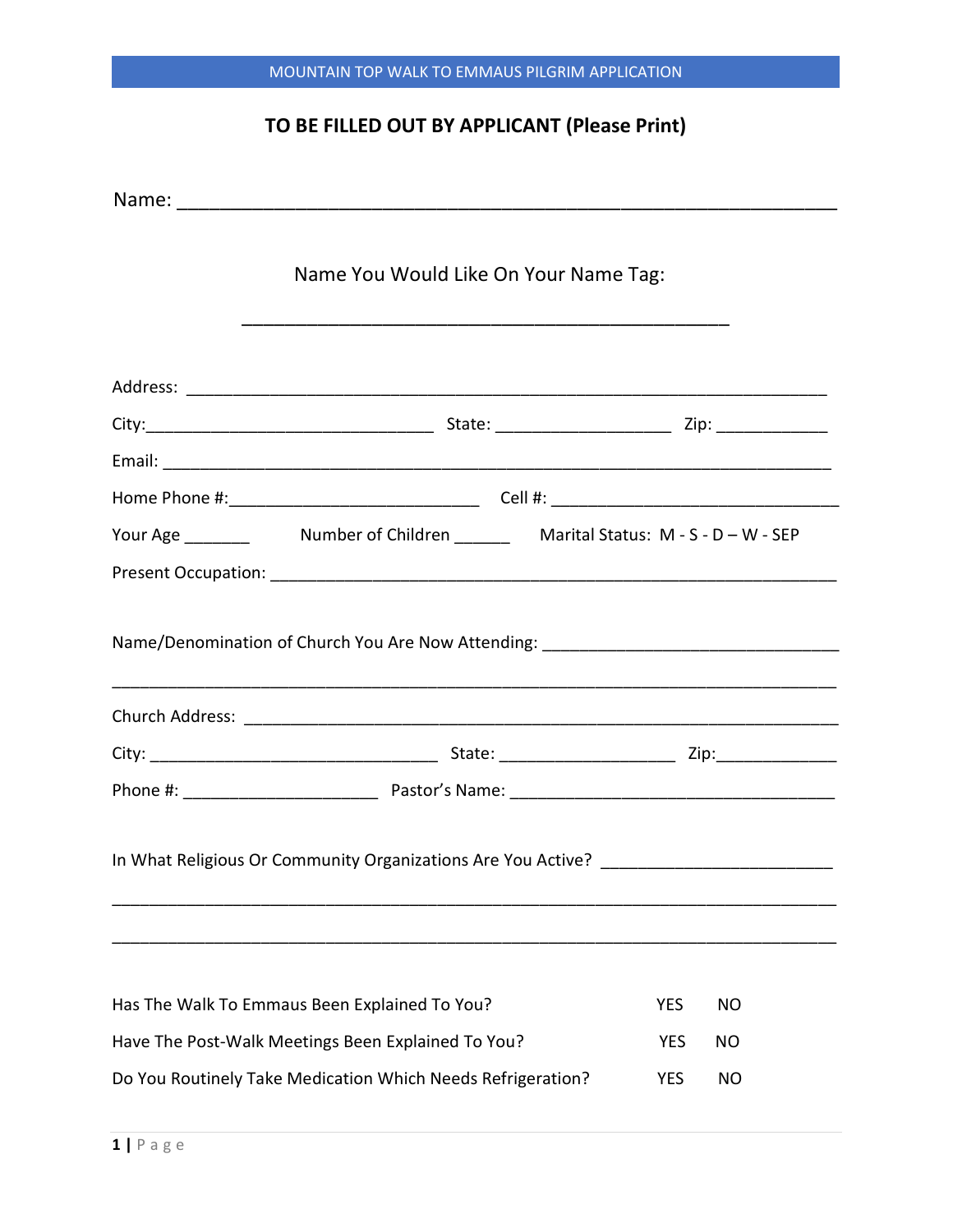MOUNTAIN TOP WALK TO EMMAUS PILGRIM APPLICATION

## TO BE FILLED OUT BY APPLICANT (Please Print)

Name: ___________________________________________________________

Name You Would Like On Your Name Tag:

_______________________________________________

Address: ______________________________________________________________

City:________________________________ State: ___________________ Zip: ____________

Email: _________________________________________________________________

Home Phone #:___________________________ Cell #: _______________________________

Your Age _______ Number of Children ______ Marital Status: M - S - D – W - SEP

Present Occupation: ____________________________________________________________

Name/Denomination of Church You Are Now Attending: ________________________________

_______________________________________________________________________________

Church Address: ________________________________________________________________

City: ________________________________ State: ___________________ Zip:_____________

Phone #: _____________________ Pastor's Name: ___________________________________

In What Religious Or Community Organizations Are You Active? ________________________

_______________________________________________________________________________

_______________________________________________________________________________

Has The Walk To Emmaus Been Explained To You? YES NO

Have The Post-Walk Meetings Been Explained To You? YES NO

Do You Routinely Take Medication Which Needs Refrigeration? YES NO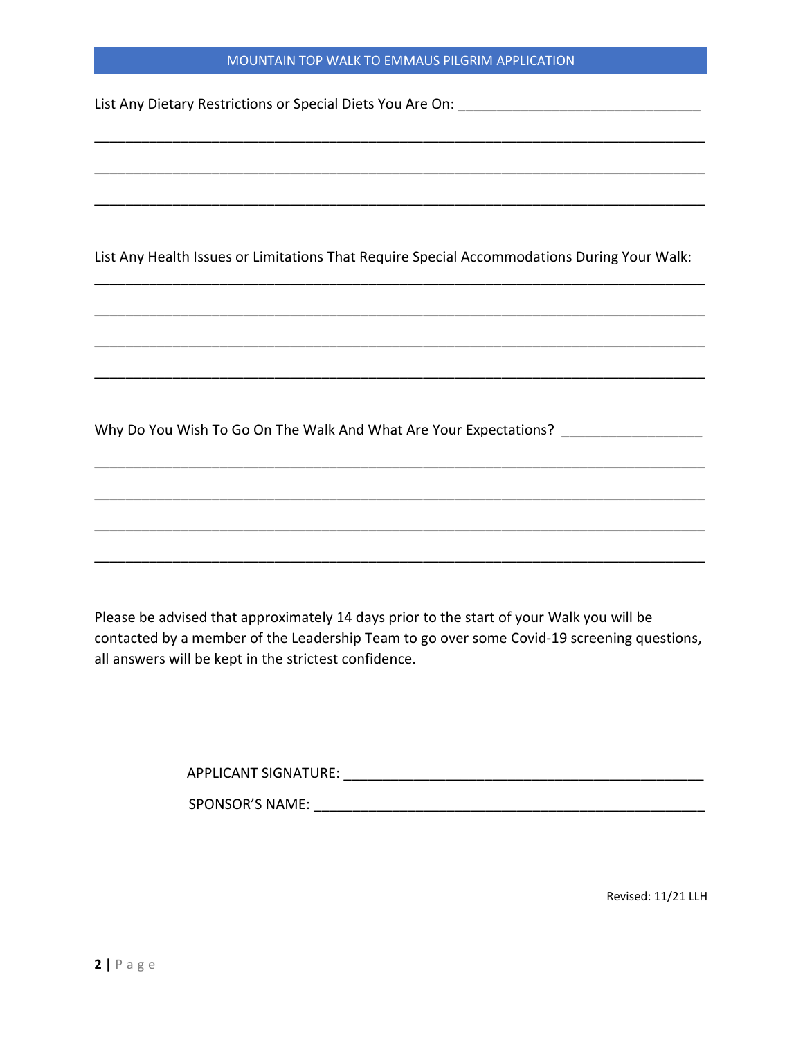List Any Dietary Restrictions or Special Diets You Are On: ________________________________

______________________________________________________________________________

______________________________________________________________________________

______________________________________________________________________________

List Any Health Issues or Limitations That Require Special Accommodations During Your Walk:

______________________________________________________________________________

______________________________________________________________________________

______________________________________________________________________________

______________________________________________________________________________

Why Do You Wish To Go On The Walk And What Are Your Expectations? __________________

______________________________________________________________________________

______________________________________________________________________________

______________________________________________________________________________

______________________________________________________________________________

Please be advised that approximately 14 days prior to the start of your Walk you will be contacted by a member of the Leadership Team to go over some Covid-19 screening questions, all answers will be kept in the strictest confidence.

APPLICANT SIGNATURE: ________________________________________________

SPONSOR'S NAME: ____________________________________________________

Revised: 11/21 LLH